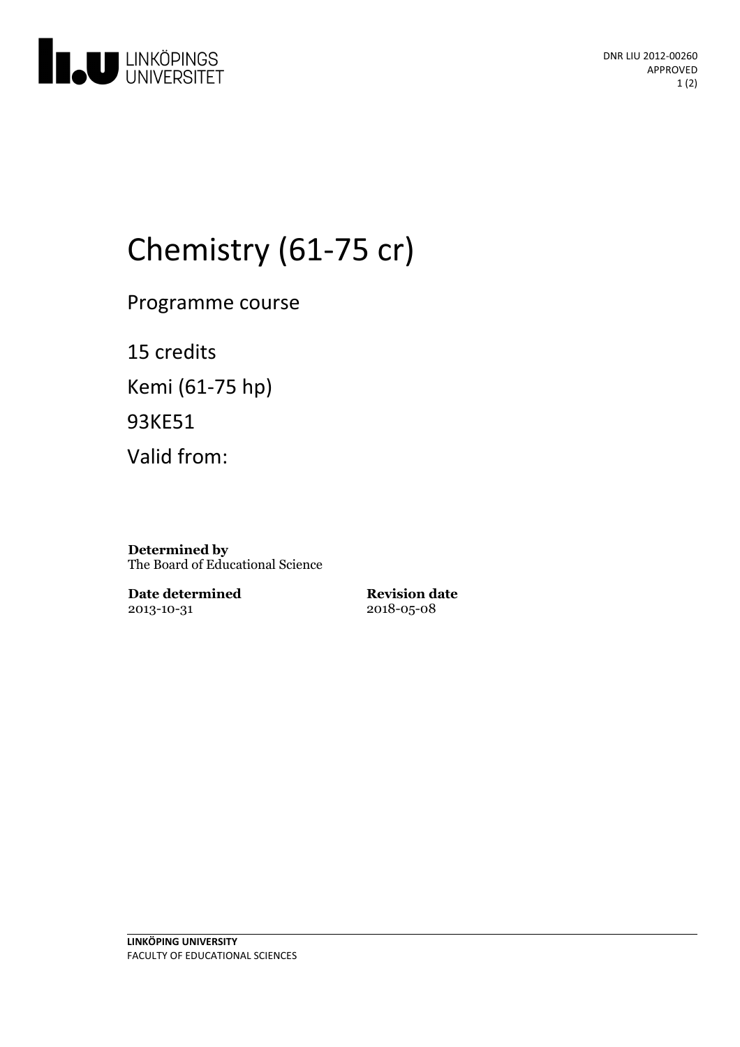DNR LIU 2012-00260
APPROVED

# Chemistry (61-75 cr)

Programme course

15 credits

Kemi (61-75 hp)

93KE51

Valid from:

**Determined by**
The Board of Educational Science

**Date determined**
2013-10-31

**Revision date**
2018-05-08

**LINKÖPING UNIVERSITY**
FACULTY OF EDUCATIONAL SCIENCES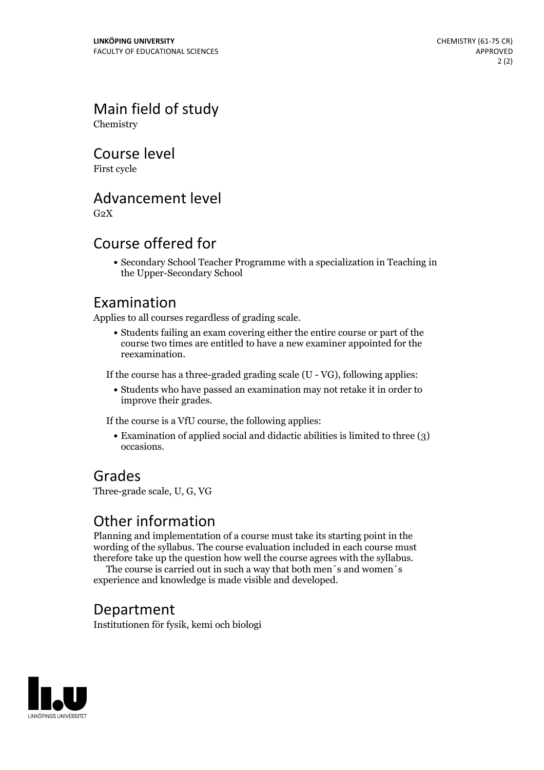## Main field of study

Chemistry

## Course level

First cycle

## Advancement level

G2X

## Course offered for

- Secondary School Teacher Programme with a specialization in Teaching in the Upper-Secondary School

## Examination

Applies to all courses regardless of grading scale.

- Students failing an exam covering either the entire course or part of the course two times are entitled to have a new examiner appointed for the reexamination.

If the course has a three-graded grading scale (U - VG), following applies:

- Students who have passed an examination may not retake it in order to improve their grades.

If the course is a VfU course, the following applies:

- Examination of applied social and didactic abilities is limited to three (3) occasions.

## Grades

Three-grade scale, U, G, VG

## Other information

Planning and implementation of a course must take its starting point in the wording of the syllabus. The course evaluation included in each course must therefore take up the question how well the course agrees with the syllabus.

The course is carried out in such a way that both men´s and women´s experience and knowledge is made visible and developed.

## Department

Institutionen för fysik, kemi och biologi